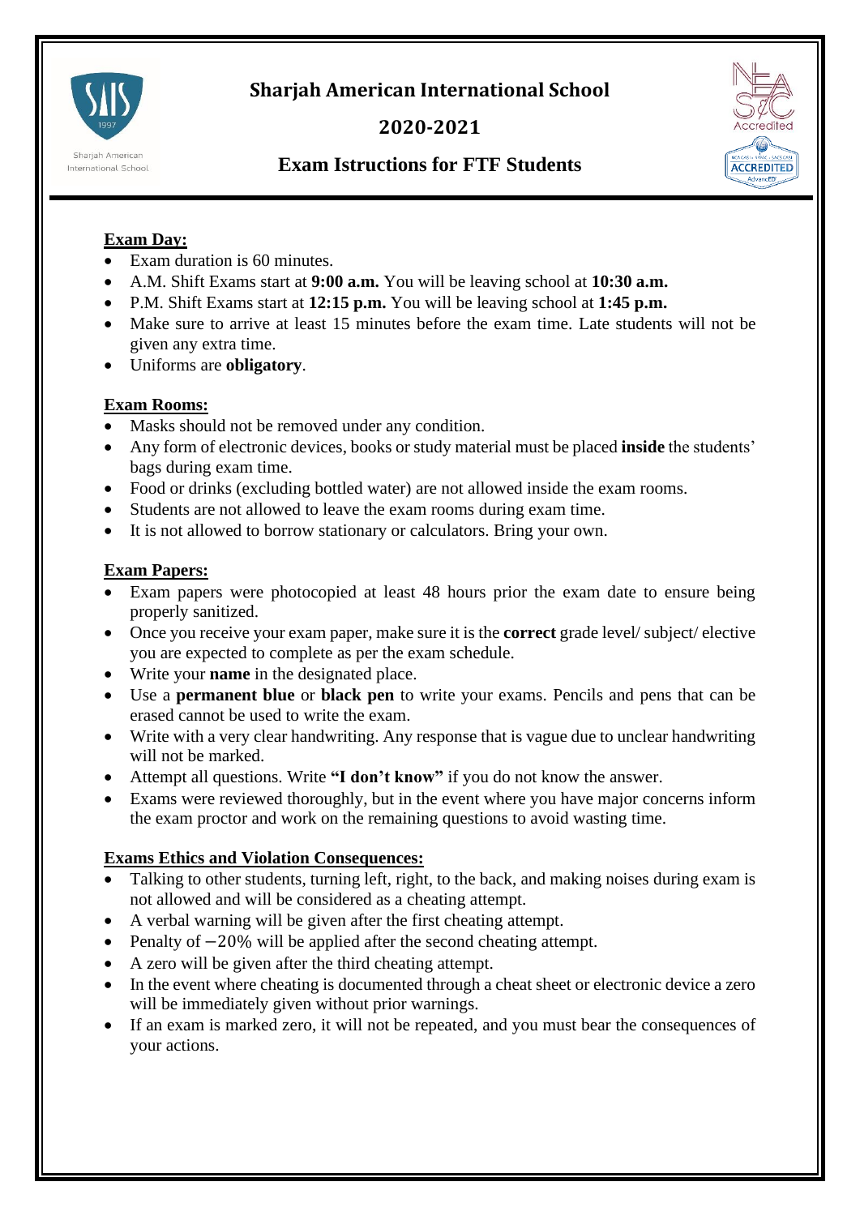# Sharjah American International School

## 2020-2021

## Exam Istructions for FTF Students

**Exam Day:**

- Exam duration is 60 minutes.
- A.M. Shift Exams start at **9:00 a.m.** You will be leaving school at **10:30 a.m.**
- P.M. Shift Exams start at **12:15 p.m.** You will be leaving school at **1:45 p.m.**
- Make sure to arrive at least 15 minutes before the exam time. Late students will not be given any extra time.
- Uniforms are **obligatory**.

**Exam Rooms:**

- Masks should not be removed under any condition.
- Any form of electronic devices, books or study material must be placed **inside** the students' bags during exam time.
- Food or drinks (excluding bottled water) are not allowed inside the exam rooms.
- Students are not allowed to leave the exam rooms during exam time.
- It is not allowed to borrow stationary or calculators. Bring your own.

**Exam Papers:**

- Exam papers were photocopied at least 48 hours prior the exam date to ensure being properly sanitized.
- Once you receive your exam paper, make sure it is the **correct** grade level/ subject/ elective you are expected to complete as per the exam schedule.
- Write your **name** in the designated place.
- Use a **permanent blue** or **black pen** to write your exams. Pencils and pens that can be erased cannot be used to write the exam.
- Write with a very clear handwriting. Any response that is vague due to unclear handwriting will not be marked.
- Attempt all questions. Write **"I don't know"** if you do not know the answer.
- Exams were reviewed thoroughly, but in the event where you have major concerns inform the exam proctor and work on the remaining questions to avoid wasting time.

**Exams Ethics and Violation Consequences:**

- Talking to other students, turning left, right, to the back, and making noises during exam is not allowed and will be considered as a cheating attempt.
- A verbal warning will be given after the first cheating attempt.
- Penalty of $-20\%$ will be applied after the second cheating attempt.
- A zero will be given after the third cheating attempt.
- In the event where cheating is documented through a cheat sheet or electronic device a zero will be immediately given without prior warnings.
- If an exam is marked zero, it will not be repeated, and you must bear the consequences of your actions.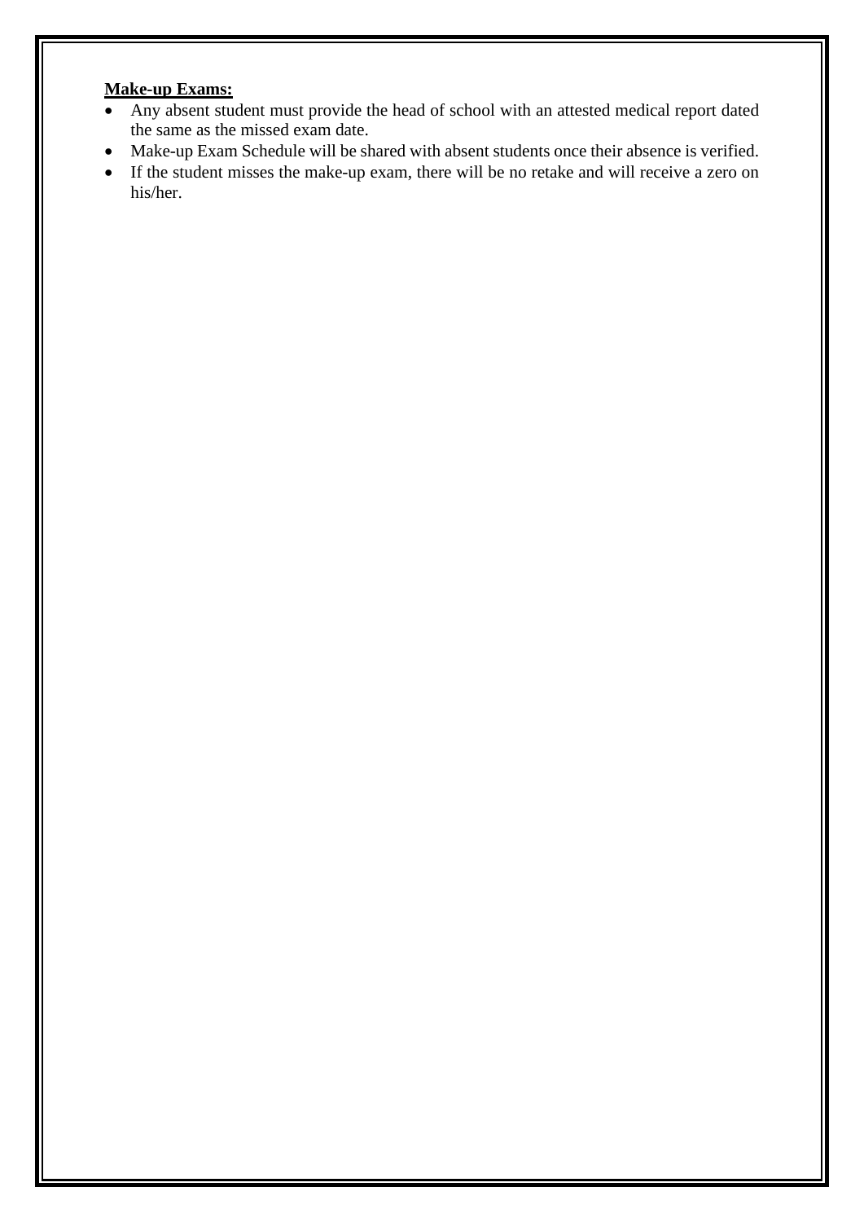**Make-up Exams:**

- Any absent student must provide the head of school with an attested medical report dated the same as the missed exam date.
- Make-up Exam Schedule will be shared with absent students once their absence is verified.
- If the student misses the make-up exam, there will be no retake and will receive a zero on his/her.